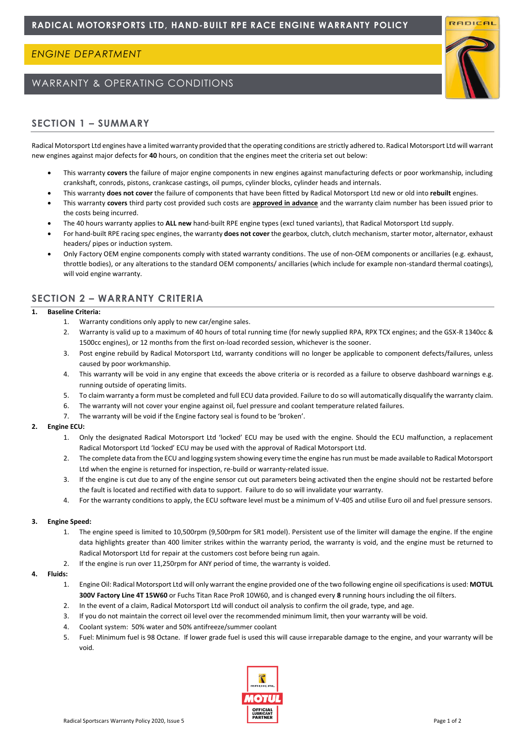# RADICAL MOTORSPORTS LTD, HAND-BUILT RPE RACE ENGINE WARRANTY POLICY

*ENGINE DEPARTMENT*

## WARRANTY & OPERATING CONDITIONS

## SECTION 1 – SUMMARY

Radical Motorsport Ltd engines have a limited warranty provided that the operating conditions are strictly adhered to. Radical Motorsport Ltd will warrant new engines against major defects for **40** hours, on condition that the engines meet the criteria set out below:

- This warranty **covers** the failure of major engine components in new engines against manufacturing defects or poor workmanship, including crankshaft, conrods, pistons, crankcase castings, oil pumps, cylinder blocks, cylinder heads and internals.
- This warranty **does not cover** the failure of components that have been fitted by Radical Motorsport Ltd new or old into **rebuilt** engines.
- This warranty **covers** third party cost provided such costs are **approved in advance** and the warranty claim number has been issued prior to the costs being incurred.
- The 40 hours warranty applies to **ALL new** hand-built RPE engine types (excl tuned variants), that Radical Motorsport Ltd supply.
- For hand-built RPE racing spec engines, the warranty **does not cover** the gearbox, clutch, clutch mechanism, starter motor, alternator, exhaust headers/ pipes or induction system.
- Only Factory OEM engine components comply with stated warranty conditions. The use of non-OEM components or ancillaries (e.g. exhaust, throttle bodies), or any alterations to the standard OEM components/ ancillaries (which include for example non-standard thermal coatings), will void engine warranty.

## SECTION 2 – WARRANTY CRITERIA

1. **Baseline Criteria:**
   1. Warranty conditions only apply to new car/engine sales.
   2. Warranty is valid up to a maximum of 40 hours of total running time (for newly supplied RPA, RPX TCX engines; and the GSX-R 1340cc & 1500cc engines), or 12 months from the first on-load recorded session, whichever is the sooner.
   3. Post engine rebuild by Radical Motorsport Ltd, warranty conditions will no longer be applicable to component defects/failures, unless caused by poor workmanship.
   4. This warranty will be void in any engine that exceeds the above criteria or is recorded as a failure to observe dashboard warnings e.g. running outside of operating limits.
   5. To claim warranty a form must be completed and full ECU data provided. Failure to do so will automatically disqualify the warranty claim.
   6. The warranty will not cover your engine against oil, fuel pressure and coolant temperature related failures.
   7. The warranty will be void if the Engine factory seal is found to be 'broken'.
2. **Engine ECU:**
   1. Only the designated Radical Motorsport Ltd 'locked' ECU may be used with the engine. Should the ECU malfunction, a replacement Radical Motorsport Ltd 'locked' ECU may be used with the approval of Radical Motorsport Ltd.
   2. The complete data from the ECU and logging system showing every time the engine has run must be made available to Radical Motorsport Ltd when the engine is returned for inspection, re-build or warranty-related issue.
   3. If the engine is cut due to any of the engine sensor cut out parameters being activated then the engine should not be restarted before the fault is located and rectified with data to support. Failure to do so will invalidate your warranty.
   4. For the warranty conditions to apply, the ECU software level must be a minimum of V-405 and utilise Euro oil and fuel pressure sensors.
3. **Engine Speed:**
   1. The engine speed is limited to 10,500rpm (9,500rpm for SR1 model). Persistent use of the limiter will damage the engine. If the engine data highlights greater than 400 limiter strikes within the warranty period, the warranty is void, and the engine must be returned to Radical Motorsport Ltd for repair at the customers cost before being run again.
   2. If the engine is run over 11,250rpm for ANY period of time, the warranty is voided.
4. **Fluids:**
   1. Engine Oil: Radical Motorsport Ltd will only warrant the engine provided one of the two following engine oil specifications is used: **MOTUL 300V Factory Line 4T 15W60** or Fuchs Titan Race ProR 10W60, and is changed every **8** running hours including the oil filters.
   2. In the event of a claim, Radical Motorsport Ltd will conduct oil analysis to confirm the oil grade, type, and age.
   3. If you do not maintain the correct oil level over the recommended minimum limit, then your warranty will be void.
   4. Coolant system: 50% water and 50% antifreeze/summer coolant
   5. Fuel: Minimum fuel is 98 Octane. If lower grade fuel is used this will cause irreparable damage to the engine, and your warranty will be void.

Radical Sportscars Warranty Policy 2020, Issue 5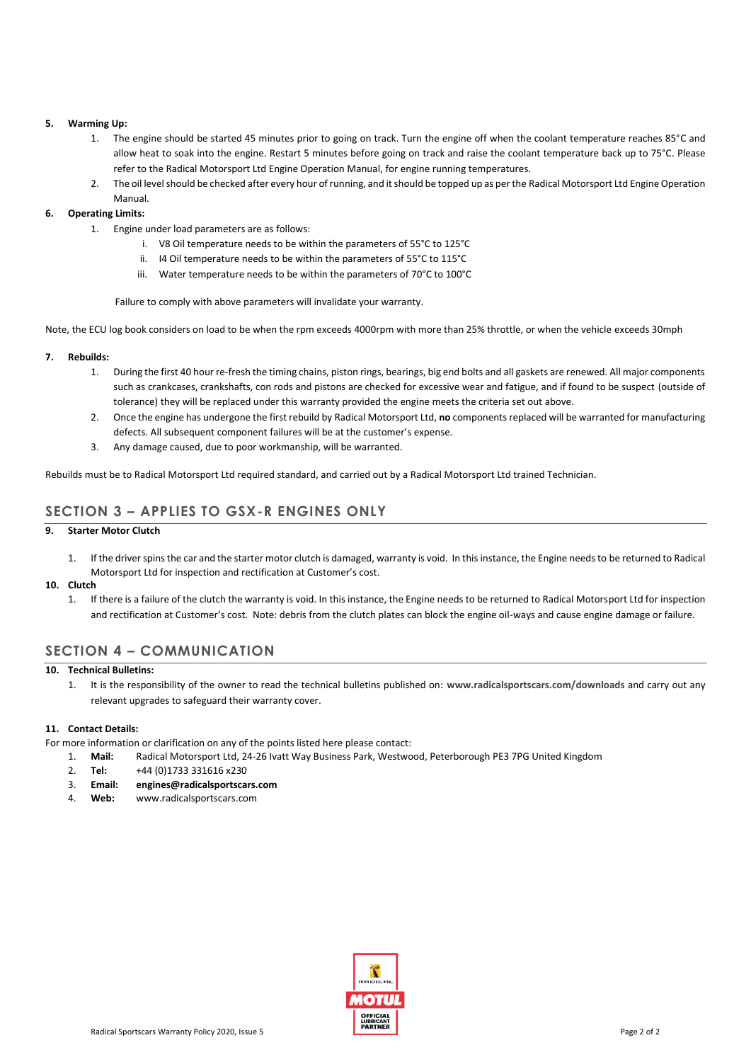**5. Warming Up:**

1. The engine should be started 45 minutes prior to going on track. Turn the engine off when the coolant temperature reaches 85°C and allow heat to soak into the engine. Restart 5 minutes before going on track and raise the coolant temperature back up to 75°C. Please refer to the Radical Motorsport Ltd Engine Operation Manual, for engine running temperatures.
2. The oil level should be checked after every hour of running, and it should be topped up as per the Radical Motorsport Ltd Engine Operation Manual.

**6. Operating Limits:**

1. Engine under load parameters are as follows:
   i. V8 Oil temperature needs to be within the parameters of 55°C to 125°C
   ii. I4 Oil temperature needs to be within the parameters of 55°C to 115°C
   iii. Water temperature needs to be within the parameters of 70°C to 100°C

   Failure to comply with above parameters will invalidate your warranty.

Note, the ECU log book considers on load to be when the rpm exceeds 4000rpm with more than 25% throttle, or when the vehicle exceeds 30mph

**7. Rebuilds:**

1. During the first 40 hour re-fresh the timing chains, piston rings, bearings, big end bolts and all gaskets are renewed. All major components such as crankcases, crankshafts, con rods and pistons are checked for excessive wear and fatigue, and if found to be suspect (outside of tolerance) they will be replaced under this warranty provided the engine meets the criteria set out above.
2. Once the engine has undergone the first rebuild by Radical Motorsport Ltd, **no** components replaced will be warranted for manufacturing defects. All subsequent component failures will be at the customer's expense.
3. Any damage caused, due to poor workmanship, will be warranted.

Rebuilds must be to Radical Motorsport Ltd required standard, and carried out by a Radical Motorsport Ltd trained Technician.

## SECTION 3 – APPLIES TO GSX-R ENGINES ONLY

**9. Starter Motor Clutch**

1. If the driver spins the car and the starter motor clutch is damaged, warranty is void. In this instance, the Engine needs to be returned to Radical Motorsport Ltd for inspection and rectification at Customer's cost.

**10. Clutch**

1. If there is a failure of the clutch the warranty is void. In this instance, the Engine needs to be returned to Radical Motorsport Ltd for inspection and rectification at Customer's cost. Note: debris from the clutch plates can block the engine oil-ways and cause engine damage or failure.

## SECTION 4 – COMMUNICATION

**10. Technical Bulletins:**

1. It is the responsibility of the owner to read the technical bulletins published on: **www.radicalsportscars.com/downloads** and carry out any relevant upgrades to safeguard their warranty cover.

**11. Contact Details:**

For more information or clarification on any of the points listed here please contact:

1. **Mail:** Radical Motorsport Ltd, 24-26 Ivatt Way Business Park, Westwood, Peterborough PE3 7PG United Kingdom
2. **Tel:** +44 (0)1733 331616 x230
3. **Email:** **engines@radicalsportscars.com**
4. **Web:** www.radicalsportscars.com

Radical Sportscars Warranty Policy 2020, Issue 5